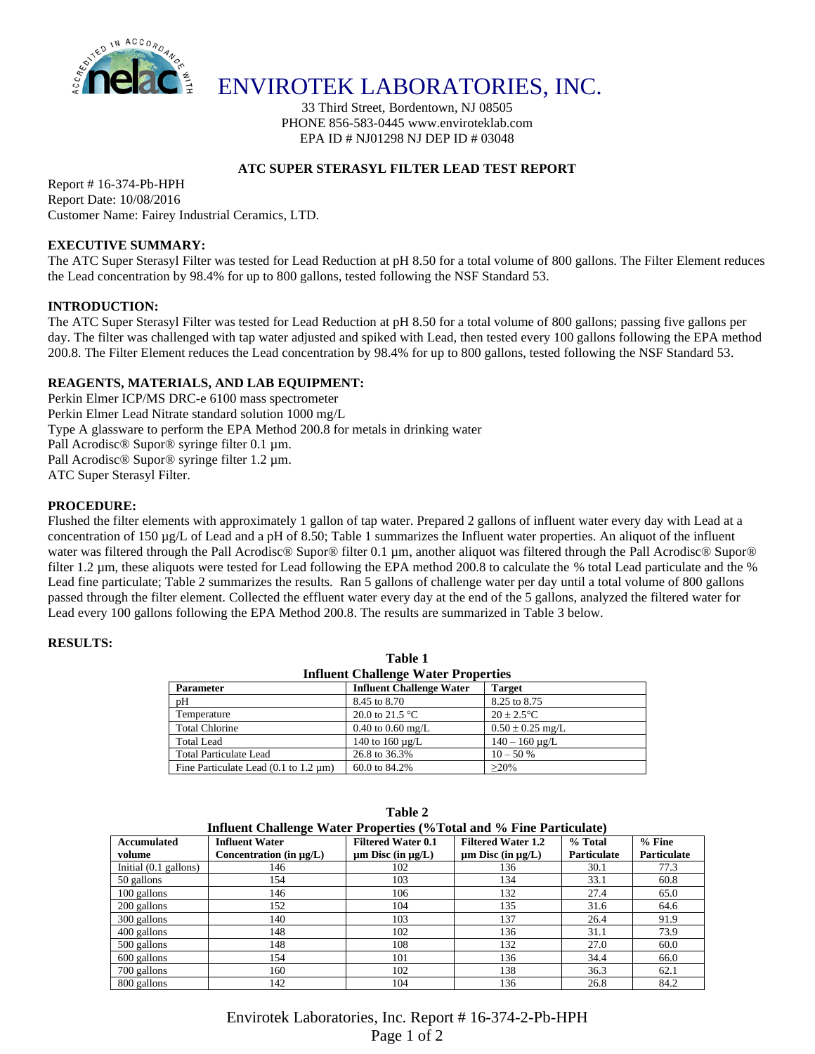# ENVIROTEK LABORATORIES, INC.

33 Third Street, Bordentown, NJ 08505
PHONE 856-583-0445 www.envirotekIab.com
EPA ID # NJ01298 NJ DEP ID # 03048

## ATC SUPER STERASYL FILTER LEAD TEST REPORT

Report # 16-374-Pb-HPH
Report Date: 10/08/2016
Customer Name: Fairey Industrial Ceramics, LTD.

### EXECUTIVE SUMMARY:

The ATC Super Sterasyl Filter was tested for Lead Reduction at pH 8.50 for a total volume of 800 gallons. The Filter Element reduces the Lead concentration by 98.4% for up to 800 gallons, tested following the NSF Standard 53.

### INTRODUCTION:

The ATC Super Sterasyl Filter was tested for Lead Reduction at pH 8.50 for a total volume of 800 gallons; passing five gallons per day. The filter was challenged with tap water adjusted and spiked with Lead, then tested every 100 gallons following the EPA method 200.8. The Filter Element reduces the Lead concentration by 98.4% for up to 800 gallons, tested following the NSF Standard 53.

### REAGENTS, MATERIALS, AND LAB EQUIPMENT:

Perkin Elmer ICP/MS DRC-e 6100 mass spectrometer
Perkin Elmer Lead Nitrate standard solution 1000 mg/L
Type A glassware to perform the EPA Method 200.8 for metals in drinking water
Pall Acrodisc® Supor® syringe filter 0.1 µm.
Pall Acrodisc® Supor® syringe filter 1.2 µm.
ATC Super Sterasyl Filter.

### PROCEDURE:

Flushed the filter elements with approximately 1 gallon of tap water. Prepared 2 gallons of influent water every day with Lead at a concentration of 150 µg/L of Lead and a pH of 8.50; Table 1 summarizes the Influent water properties. An aliquot of the influent water was filtered through the Pall Acrodisc® Supor® filter 0.1 µm, another aliquot was filtered through the Pall Acrodisc® Supor® filter 1.2 µm, these aliquots were tested for Lead following the EPA method 200.8 to calculate the % total Lead particulate and the % Lead fine particulate; Table 2 summarizes the results. Ran 5 gallons of challenge water per day until a total volume of 800 gallons passed through the filter element. Collected the effluent water every day at the end of the 5 gallons, analyzed the filtered water for Lead every 100 gallons following the EPA Method 200.8. The results are summarized in Table 3 below.

### RESULTS:

**Table 1**
**Influent Challenge Water Properties**

| Parameter | Influent Challenge Water | Target |
|---|---|---|
| pH | 8.45 to 8.70 | 8.25 to 8.75 |
| Temperature | 20.0 to 21.5 °C | 20 ± 2.5°C |
| Total Chlorine | 0.40 to 0.60 mg/L | 0.50 ± 0.25 mg/L |
| Total Lead | 140 to 160 µg/L | 140 – 160 µg/L |
| Total Particulate Lead | 26.8 to 36.3% | 10 – 50 % |
| Fine Particulate Lead (0.1 to 1.2 µm) | 60.0 to 84.2% | ≥20% |

**Table 2**
**Influent Challenge Water Properties (%Total and % Fine Particulate)**

| Accumulated volume | Influent Water Concentration (in µg/L) | Filtered Water 0.1 µm Disc (in µg/L) | Filtered Water 1.2 µm Disc (in µg/L) | % Total Particulate | % Fine Particulate |
|---|---|---|---|---|---|
| Initial (0.1 gallons) | 146 | 102 | 136 | 30.1 | 77.3 |
| 50 gallons | 154 | 103 | 134 | 33.1 | 60.8 |
| 100 gallons | 146 | 106 | 132 | 27.4 | 65.0 |
| 200 gallons | 152 | 104 | 135 | 31.6 | 64.6 |
| 300 gallons | 140 | 103 | 137 | 26.4 | 91.9 |
| 400 gallons | 148 | 102 | 136 | 31.1 | 73.9 |
| 500 gallons | 148 | 108 | 132 | 27.0 | 60.0 |
| 600 gallons | 154 | 101 | 136 | 34.4 | 66.0 |
| 700 gallons | 160 | 102 | 138 | 36.3 | 62.1 |
| 800 gallons | 142 | 104 | 136 | 26.8 | 84.2 |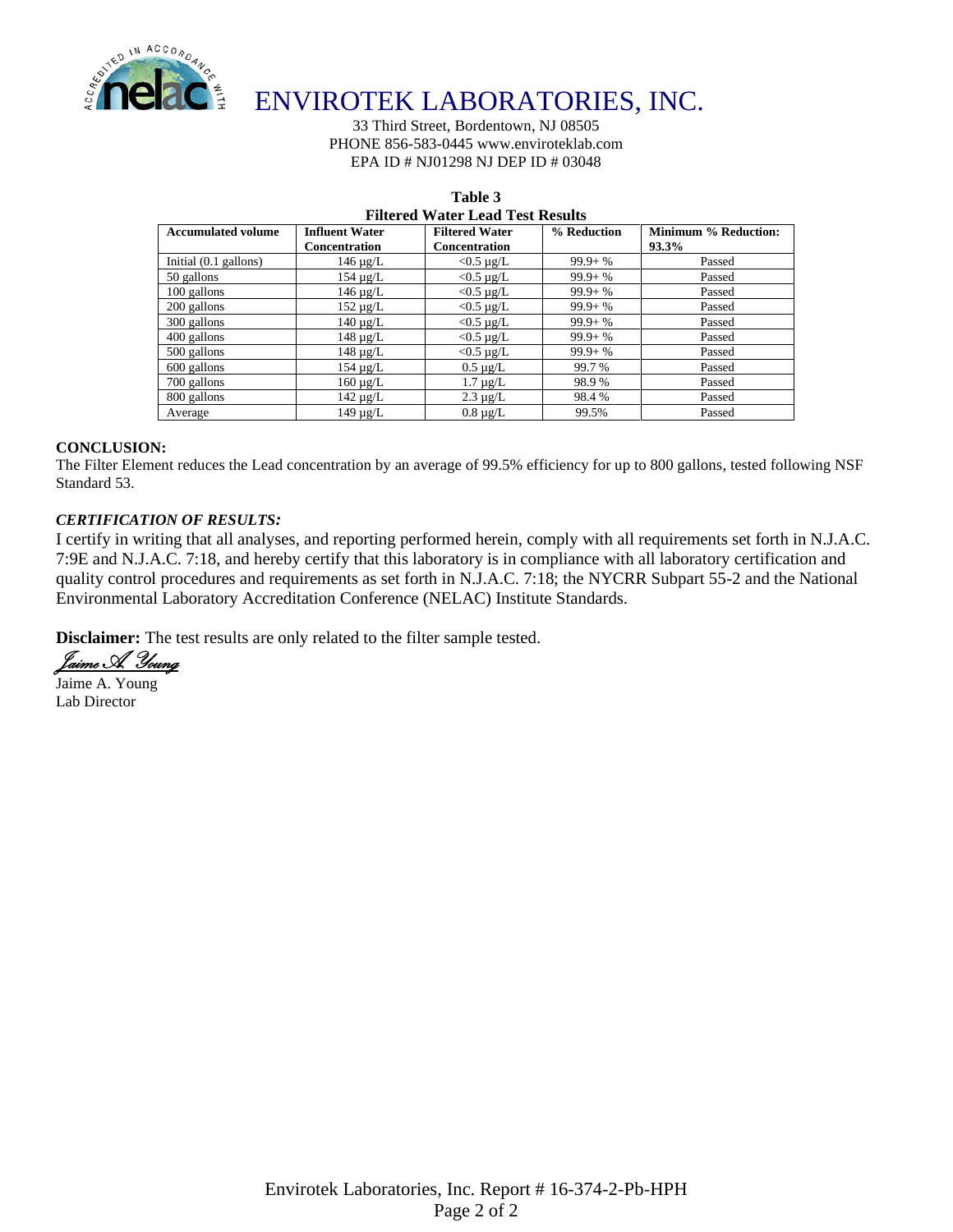# ENVIROTEK LABORATORIES, INC.

33 Third Street, Bordentown, NJ 08505
PHONE 856-583-0445 www.enviroteklab.com
EPA ID # NJ01298 NJ DEP ID # 03048

**Table 3**
**Filtered Water Lead Test Results**

| Accumulated volume | Influent Water Concentration | Filtered Water Concentration | % Reduction | Minimum % Reduction: 93.3% |
|---|---|---|---|---|
| Initial (0.1 gallons) | 146 µg/L | <0.5 µg/L | 99.9+ % | Passed |
| 50 gallons | 154 µg/L | <0.5 µg/L | 99.9+ % | Passed |
| 100 gallons | 146 µg/L | <0.5 µg/L | 99.9+ % | Passed |
| 200 gallons | 152 µg/L | <0.5 µg/L | 99.9+ % | Passed |
| 300 gallons | 140 µg/L | <0.5 µg/L | 99.9+ % | Passed |
| 400 gallons | 148 µg/L | <0.5 µg/L | 99.9+ % | Passed |
| 500 gallons | 148 µg/L | <0.5 µg/L | 99.9+ % | Passed |
| 600 gallons | 154 µg/L | 0.5 µg/L | 99.7 % | Passed |
| 700 gallons | 160 µg/L | 1.7 µg/L | 98.9 % | Passed |
| 800 gallons | 142 µg/L | 2.3 µg/L | 98.4 % | Passed |
| Average | 149 µg/L | 0.8 µg/L | 99.5% | Passed |

**CONCLUSION:**

The Filter Element reduces the Lead concentration by an average of 99.5% efficiency for up to 800 gallons, tested following NSF Standard 53.

***CERTIFICATION OF RESULTS:***

I certify in writing that all analyses, and reporting performed herein, comply with all requirements set forth in N.J.A.C. 7:9E and N.J.A.C. 7:18, and hereby certify that this laboratory is in compliance with all laboratory certification and quality control procedures and requirements as set forth in N.J.A.C. 7:18; the NYCRR Subpart 55-2 and the National Environmental Laboratory Accreditation Conference (NELAC) Institute Standards.

**Disclaimer:** The test results are only related to the filter sample tested.

*Jaime A. Young*

Jaime A. Young
Lab Director

Envirotek Laboratories, Inc. Report # 16-374-2-Pb-HPH